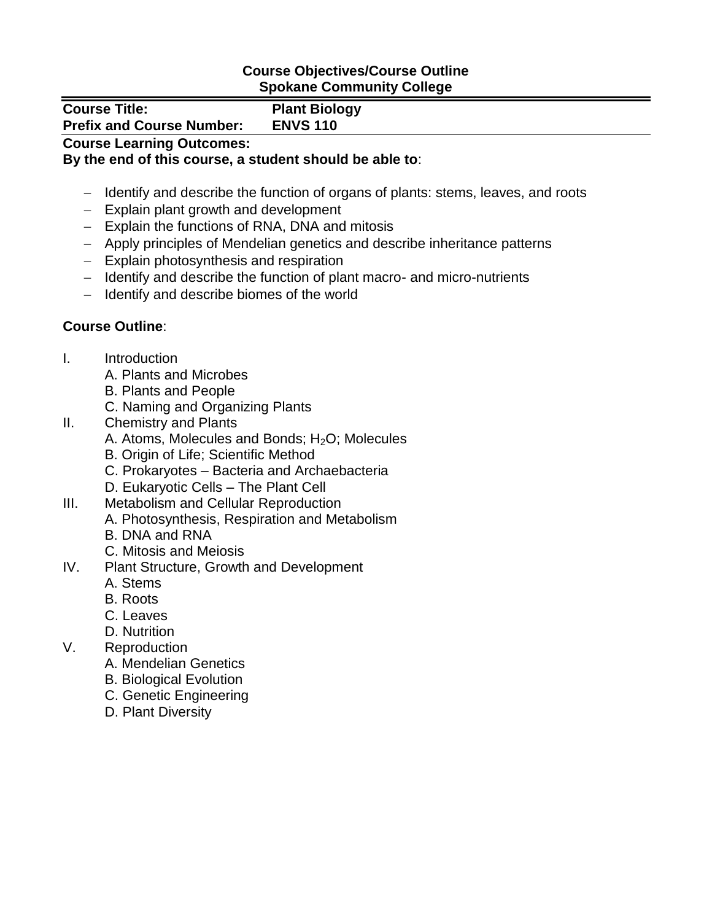**Course Objectives/Course Outline**
**Spokane Community College**

| **Course Title:** | **Plant Biology** |
|---|---|
| **Prefix and Course Number:** | **ENVS 110** |

**Course Learning Outcomes:**
**By the end of this course, a student should be able to**:

- Identify and describe the function of organs of plants: stems, leaves, and roots
- Explain plant growth and development
- Explain the functions of RNA, DNA and mitosis
- Apply principles of Mendelian genetics and describe inheritance patterns
- Explain photosynthesis and respiration
- Identify and describe the function of plant macro- and micro-nutrients
- Identify and describe biomes of the world

**Course Outline**:

I. Introduction
   - A. Plants and Microbes
   - B. Plants and People
   - C. Naming and Organizing Plants

II. Chemistry and Plants
   - A. Atoms, Molecules and Bonds; $H_2O$; Molecules
   - B. Origin of Life; Scientific Method
   - C. Prokaryotes – Bacteria and Archaebacteria
   - D. Eukaryotic Cells – The Plant Cell

III. Metabolism and Cellular Reproduction
   - A. Photosynthesis, Respiration and Metabolism
   - B. DNA and RNA
   - C. Mitosis and Meiosis

IV. Plant Structure, Growth and Development
   - A. Stems
   - B. Roots
   - C. Leaves
   - D. Nutrition

V. Reproduction
   - A. Mendelian Genetics
   - B. Biological Evolution
   - C. Genetic Engineering
   - D. Plant Diversity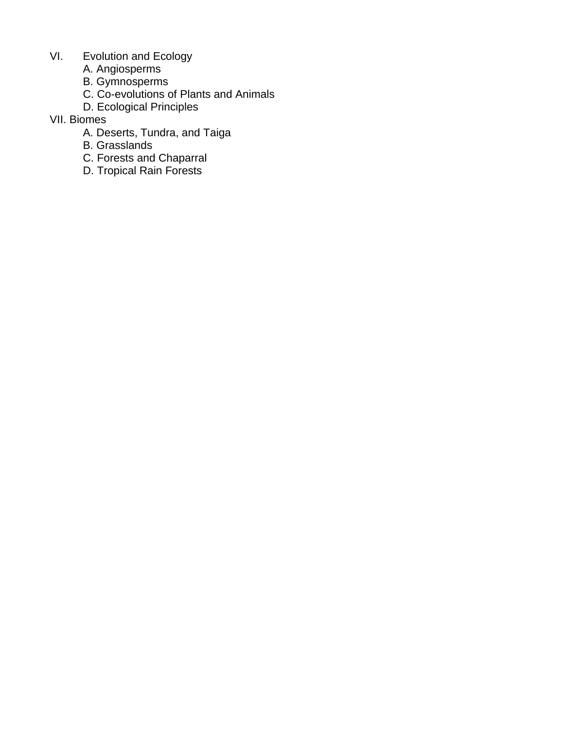VI. Evolution and Ecology
  - A. Angiosperms
  - B. Gymnosperms
  - C. Co-evolutions of Plants and Animals
  - D. Ecological Principles

VII. Biomes
  - A. Deserts, Tundra, and Taiga
  - B. Grasslands
  - C. Forests and Chaparral
  - D. Tropical Rain Forests